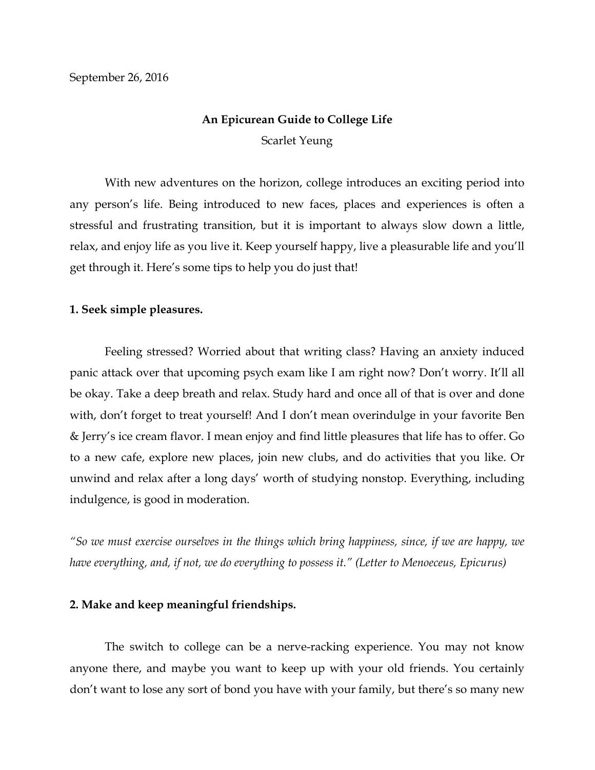September 26, 2016

# An Epicurean Guide to College Life

Scarlet Yeung

With new adventures on the horizon, college introduces an exciting period into any person's life. Being introduced to new faces, places and experiences is often a stressful and frustrating transition, but it is important to always slow down a little, relax, and enjoy life as you live it. Keep yourself happy, live a pleasurable life and you'll get through it. Here's some tips to help you do just that!

## 1. Seek simple pleasures.

Feeling stressed? Worried about that writing class? Having an anxiety induced panic attack over that upcoming psych exam like I am right now? Don't worry. It'll all be okay. Take a deep breath and relax. Study hard and once all of that is over and done with, don't forget to treat yourself! And I don't mean overindulge in your favorite Ben & Jerry's ice cream flavor. I mean enjoy and find little pleasures that life has to offer. Go to a new cafe, explore new places, join new clubs, and do activities that you like. Or unwind and relax after a long days' worth of studying nonstop. Everything, including indulgence, is good in moderation.

*"So we must exercise ourselves in the things which bring happiness, since, if we are happy, we have everything, and, if not, we do everything to possess it." (Letter to Menoeceus, Epicurus)*

## 2. Make and keep meaningful friendships.

The switch to college can be a nerve-racking experience. You may not know anyone there, and maybe you want to keep up with your old friends. You certainly don't want to lose any sort of bond you have with your family, but there's so many new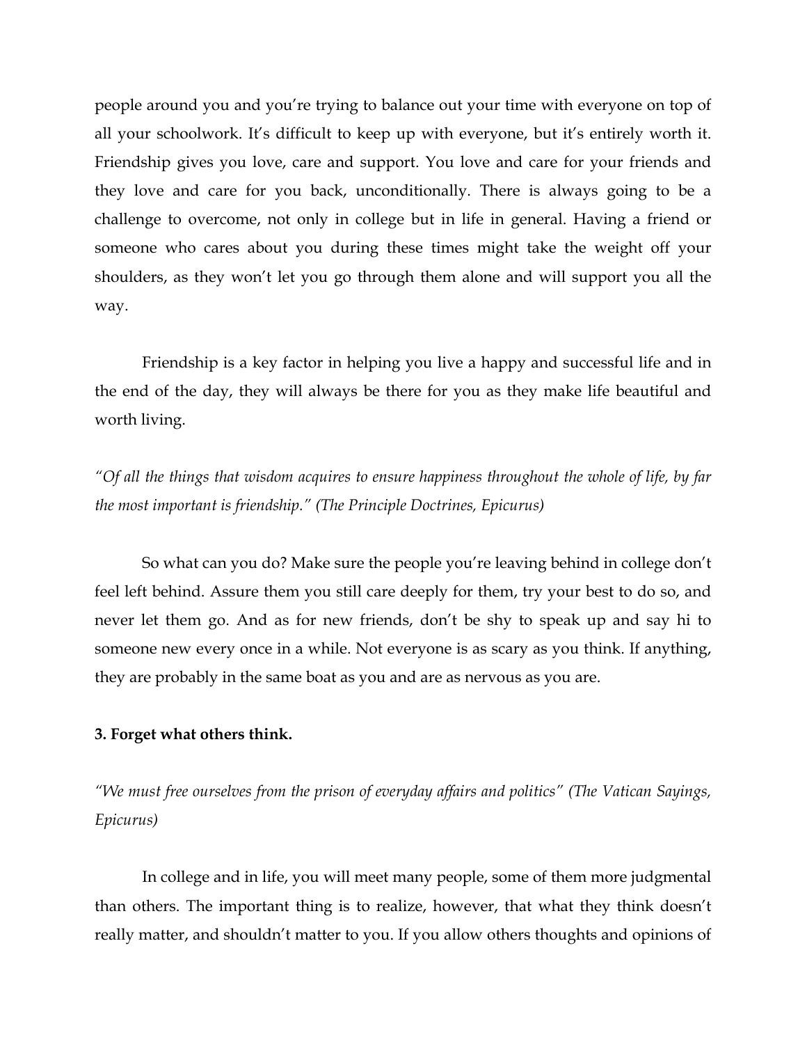people around you and you're trying to balance out your time with everyone on top of all your schoolwork. It's difficult to keep up with everyone, but it's entirely worth it. Friendship gives you love, care and support. You love and care for your friends and they love and care for you back, unconditionally. There is always going to be a challenge to overcome, not only in college but in life in general. Having a friend or someone who cares about you during these times might take the weight off your shoulders, as they won't let you go through them alone and will support you all the way.

Friendship is a key factor in helping you live a happy and successful life and in the end of the day, they will always be there for you as they make life beautiful and worth living.

*"Of all the things that wisdom acquires to ensure happiness throughout the whole of life, by far the most important is friendship." (The Principle Doctrines, Epicurus)*

So what can you do? Make sure the people you're leaving behind in college don't feel left behind. Assure them you still care deeply for them, try your best to do so, and never let them go. And as for new friends, don't be shy to speak up and say hi to someone new every once in a while. Not everyone is as scary as you think. If anything, they are probably in the same boat as you and are as nervous as you are.

**3. Forget what others think.**

*"We must free ourselves from the prison of everyday affairs and politics" (The Vatican Sayings, Epicurus)*

In college and in life, you will meet many people, some of them more judgmental than others. The important thing is to realize, however, that what they think doesn't really matter, and shouldn't matter to you. If you allow others thoughts and opinions of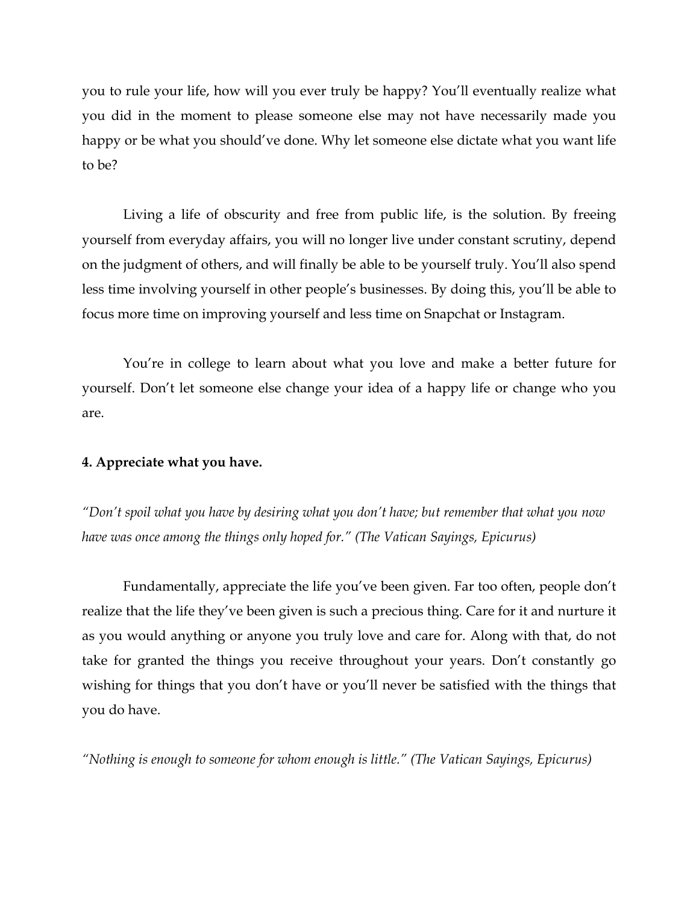you to rule your life, how will you ever truly be happy? You'll eventually realize what you did in the moment to please someone else may not have necessarily made you happy or be what you should've done. Why let someone else dictate what you want life to be?

Living a life of obscurity and free from public life, is the solution. By freeing yourself from everyday affairs, you will no longer live under constant scrutiny, depend on the judgment of others, and will finally be able to be yourself truly. You'll also spend less time involving yourself in other people's businesses. By doing this, you'll be able to focus more time on improving yourself and less time on Snapchat or Instagram.

You're in college to learn about what you love and make a better future for yourself. Don't let someone else change your idea of a happy life or change who you are.

**4. Appreciate what you have.**

*"Don't spoil what you have by desiring what you don't have; but remember that what you now have was once among the things only hoped for." (The Vatican Sayings, Epicurus)*

Fundamentally, appreciate the life you've been given. Far too often, people don't realize that the life they've been given is such a precious thing. Care for it and nurture it as you would anything or anyone you truly love and care for. Along with that, do not take for granted the things you receive throughout your years. Don't constantly go wishing for things that you don't have or you'll never be satisfied with the things that you do have.

*"Nothing is enough to someone for whom enough is little." (The Vatican Sayings, Epicurus)*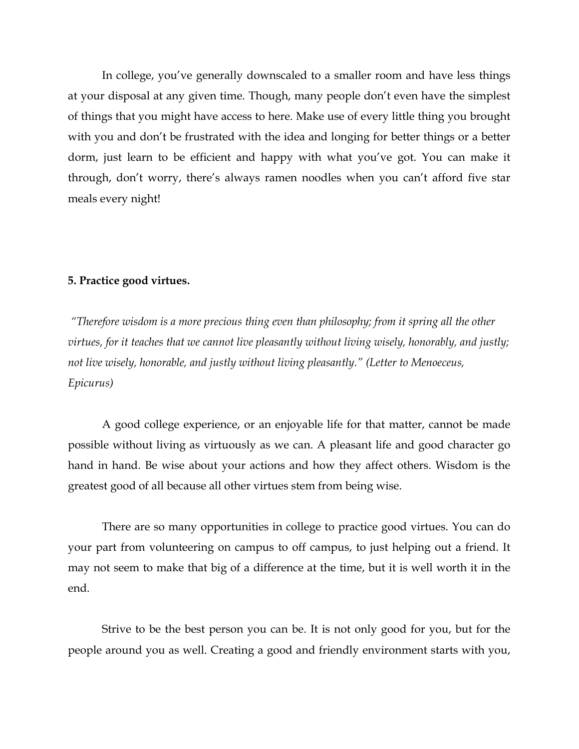In college, you've generally downscaled to a smaller room and have less things at your disposal at any given time. Though, many people don't even have the simplest of things that you might have access to here. Make use of every little thing you brought with you and don't be frustrated with the idea and longing for better things or a better dorm, just learn to be efficient and happy with what you've got. You can make it through, don't worry, there's always ramen noodles when you can't afford five star meals every night!

**5. Practice good virtues.**

*"Therefore wisdom is a more precious thing even than philosophy; from it spring all the other virtues, for it teaches that we cannot live pleasantly without living wisely, honorably, and justly; not live wisely, honorable, and justly without living pleasantly." (Letter to Menoeceus, Epicurus)*

A good college experience, or an enjoyable life for that matter, cannot be made possible without living as virtuously as we can. A pleasant life and good character go hand in hand. Be wise about your actions and how they affect others. Wisdom is the greatest good of all because all other virtues stem from being wise.

There are so many opportunities in college to practice good virtues. You can do your part from volunteering on campus to off campus, to just helping out a friend. It may not seem to make that big of a difference at the time, but it is well worth it in the end.

Strive to be the best person you can be. It is not only good for you, but for the people around you as well. Creating a good and friendly environment starts with you,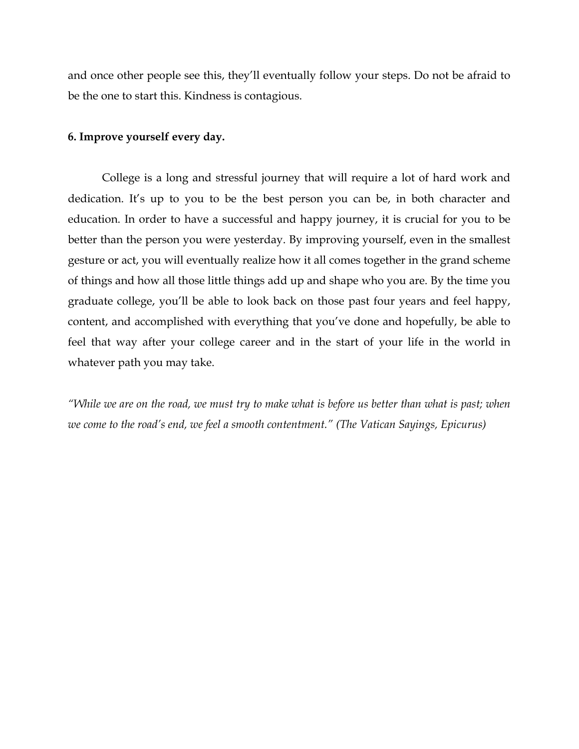and once other people see this, they'll eventually follow your steps. Do not be afraid to be the one to start this. Kindness is contagious.

**6. Improve yourself every day.**

College is a long and stressful journey that will require a lot of hard work and dedication. It's up to you to be the best person you can be, in both character and education. In order to have a successful and happy journey, it is crucial for you to be better than the person you were yesterday. By improving yourself, even in the smallest gesture or act, you will eventually realize how it all comes together in the grand scheme of things and how all those little things add up and shape who you are. By the time you graduate college, you'll be able to look back on those past four years and feel happy, content, and accomplished with everything that you've done and hopefully, be able to feel that way after your college career and in the start of your life in the world in whatever path you may take.

*"While we are on the road, we must try to make what is before us better than what is past; when we come to the road's end, we feel a smooth contentment." (The Vatican Sayings, Epicurus)*